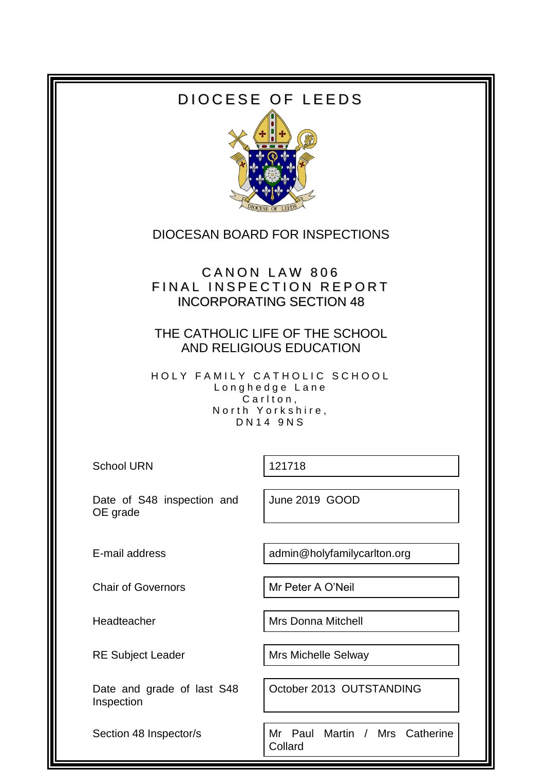# DIOCESE OF LEEDS

DIOCESAN BOARD FOR INSPECTIONS

## CANON LAW 806
## FINAL INSPECTION REPORT
## INCORPORATING SECTION 48

## THE CATHOLIC LIFE OF THE SCHOOL AND RELIGIOUS EDUCATION

HOLY FAMILY CATHOLIC SCHOOL
Longhedge Lane
Carlton,
North Yorkshire,
DN14 9NS

| | |
|---|---|
| School URN | 121718 |
| Date of S48 inspection and OE grade | June 2019 GOOD |
| E-mail address | admin@holyfamilycarlton.org |
| Chair of Governors | Mr Peter A O'Neil |
| Headteacher | Mrs Donna Mitchell |
| RE Subject Leader | Mrs Michelle Selway |
| Date and grade of last S48 Inspection | October 2013 OUTSTANDING |
| Section 48 Inspector/s | Mr Paul Martin / Mrs Catherine Collard |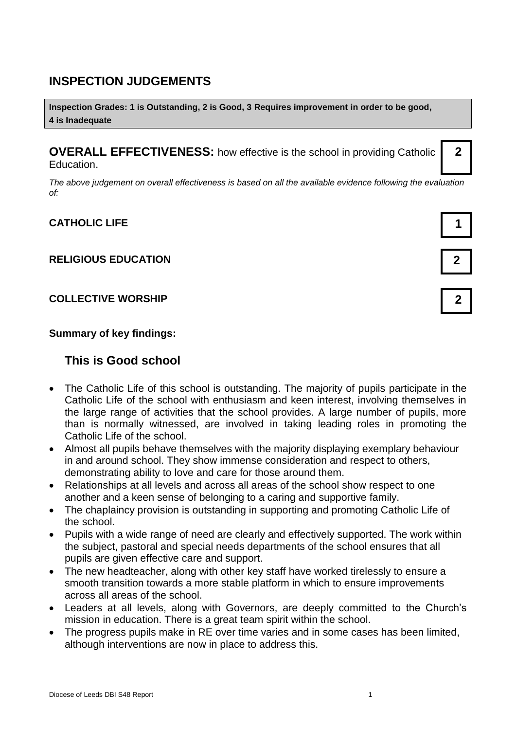## INSPECTION JUDGEMENTS

**Inspection Grades: 1 is Outstanding, 2 is Good, 3 Requires improvement in order to be good, 4 is Inadequate**

**OVERALL EFFECTIVENESS:** how effective is the school in providing Catholic Education. **2**

*The above judgement on overall effectiveness is based on all the available evidence following the evaluation of:*

| | |
|---|---|
| **CATHOLIC LIFE** | **1** |
| **RELIGIOUS EDUCATION** | **2** |
| **COLLECTIVE WORSHIP** | **2** |

**Summary of key findings:**

### This is Good school

- The Catholic Life of this school is outstanding. The majority of pupils participate in the Catholic Life of the school with enthusiasm and keen interest, involving themselves in the large range of activities that the school provides. A large number of pupils, more than is normally witnessed, are involved in taking leading roles in promoting the Catholic Life of the school.
- Almost all pupils behave themselves with the majority displaying exemplary behaviour in and around school. They show immense consideration and respect to others, demonstrating ability to love and care for those around them.
- Relationships at all levels and across all areas of the school show respect to one another and a keen sense of belonging to a caring and supportive family.
- The chaplaincy provision is outstanding in supporting and promoting Catholic Life of the school.
- Pupils with a wide range of need are clearly and effectively supported. The work within the subject, pastoral and special needs departments of the school ensures that all pupils are given effective care and support.
- The new headteacher, along with other key staff have worked tirelessly to ensure a smooth transition towards a more stable platform in which to ensure improvements across all areas of the school.
- Leaders at all levels, along with Governors, are deeply committed to the Church's mission in education. There is a great team spirit within the school.
- The progress pupils make in RE over time varies and in some cases has been limited, although interventions are now in place to address this.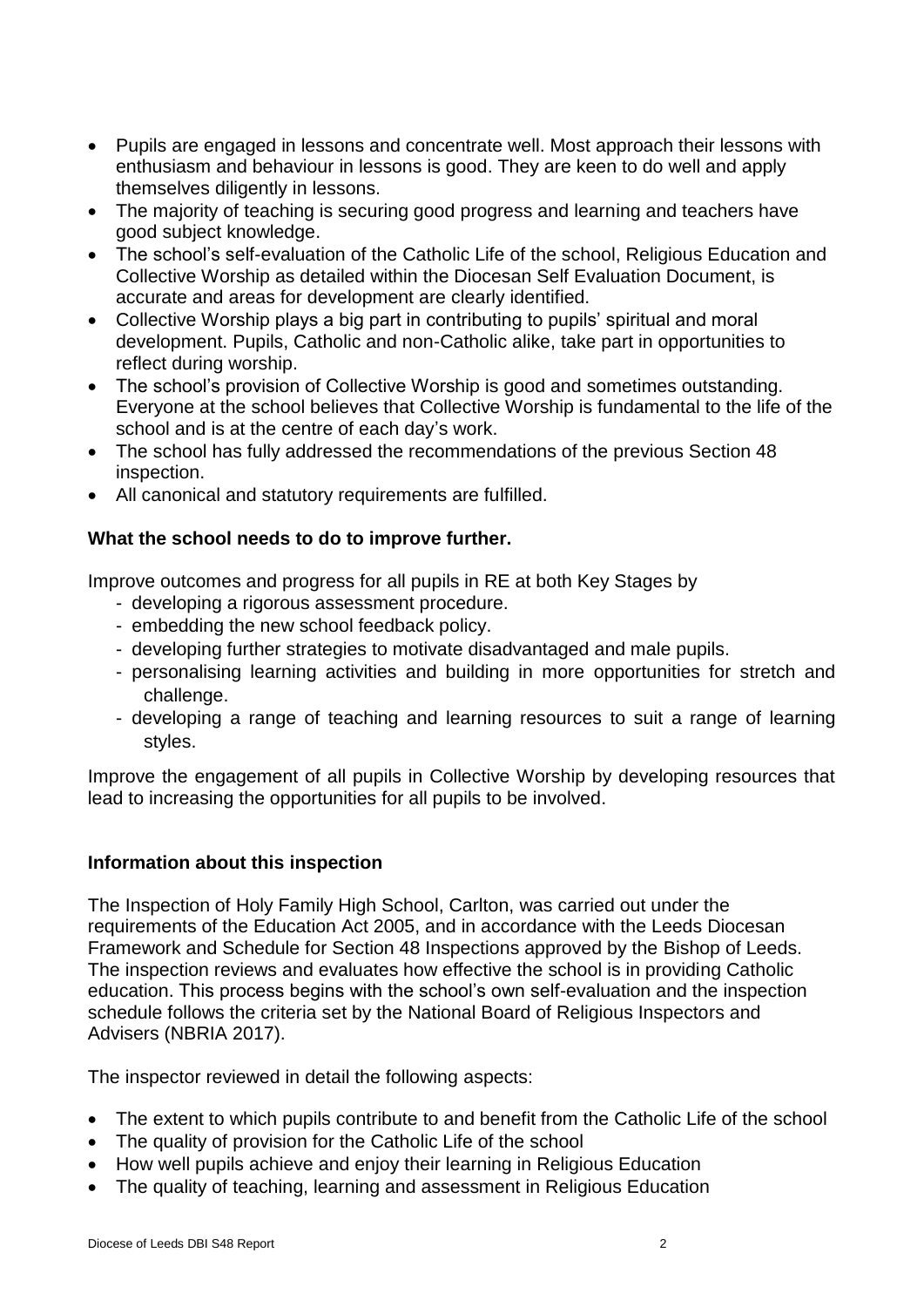- Pupils are engaged in lessons and concentrate well. Most approach their lessons with enthusiasm and behaviour in lessons is good. They are keen to do well and apply themselves diligently in lessons.
- The majority of teaching is securing good progress and learning and teachers have good subject knowledge.
- The school's self-evaluation of the Catholic Life of the school, Religious Education and Collective Worship as detailed within the Diocesan Self Evaluation Document, is accurate and areas for development are clearly identified.
- Collective Worship plays a big part in contributing to pupils' spiritual and moral development. Pupils, Catholic and non-Catholic alike, take part in opportunities to reflect during worship.
- The school's provision of Collective Worship is good and sometimes outstanding. Everyone at the school believes that Collective Worship is fundamental to the life of the school and is at the centre of each day's work.
- The school has fully addressed the recommendations of the previous Section 48 inspection.
- All canonical and statutory requirements are fulfilled.

**What the school needs to do to improve further.**

Improve outcomes and progress for all pupils in RE at both Key Stages by

- developing a rigorous assessment procedure.
- embedding the new school feedback policy.
- developing further strategies to motivate disadvantaged and male pupils.
- personalising learning activities and building in more opportunities for stretch and challenge.
- developing a range of teaching and learning resources to suit a range of learning styles.

Improve the engagement of all pupils in Collective Worship by developing resources that lead to increasing the opportunities for all pupils to be involved.

**Information about this inspection**

The Inspection of Holy Family High School, Carlton, was carried out under the requirements of the Education Act 2005, and in accordance with the Leeds Diocesan Framework and Schedule for Section 48 Inspections approved by the Bishop of Leeds. The inspection reviews and evaluates how effective the school is in providing Catholic education. This process begins with the school's own self-evaluation and the inspection schedule follows the criteria set by the National Board of Religious Inspectors and Advisers (NBRIA 2017).

The inspector reviewed in detail the following aspects:

- The extent to which pupils contribute to and benefit from the Catholic Life of the school
- The quality of provision for the Catholic Life of the school
- How well pupils achieve and enjoy their learning in Religious Education
- The quality of teaching, learning and assessment in Religious Education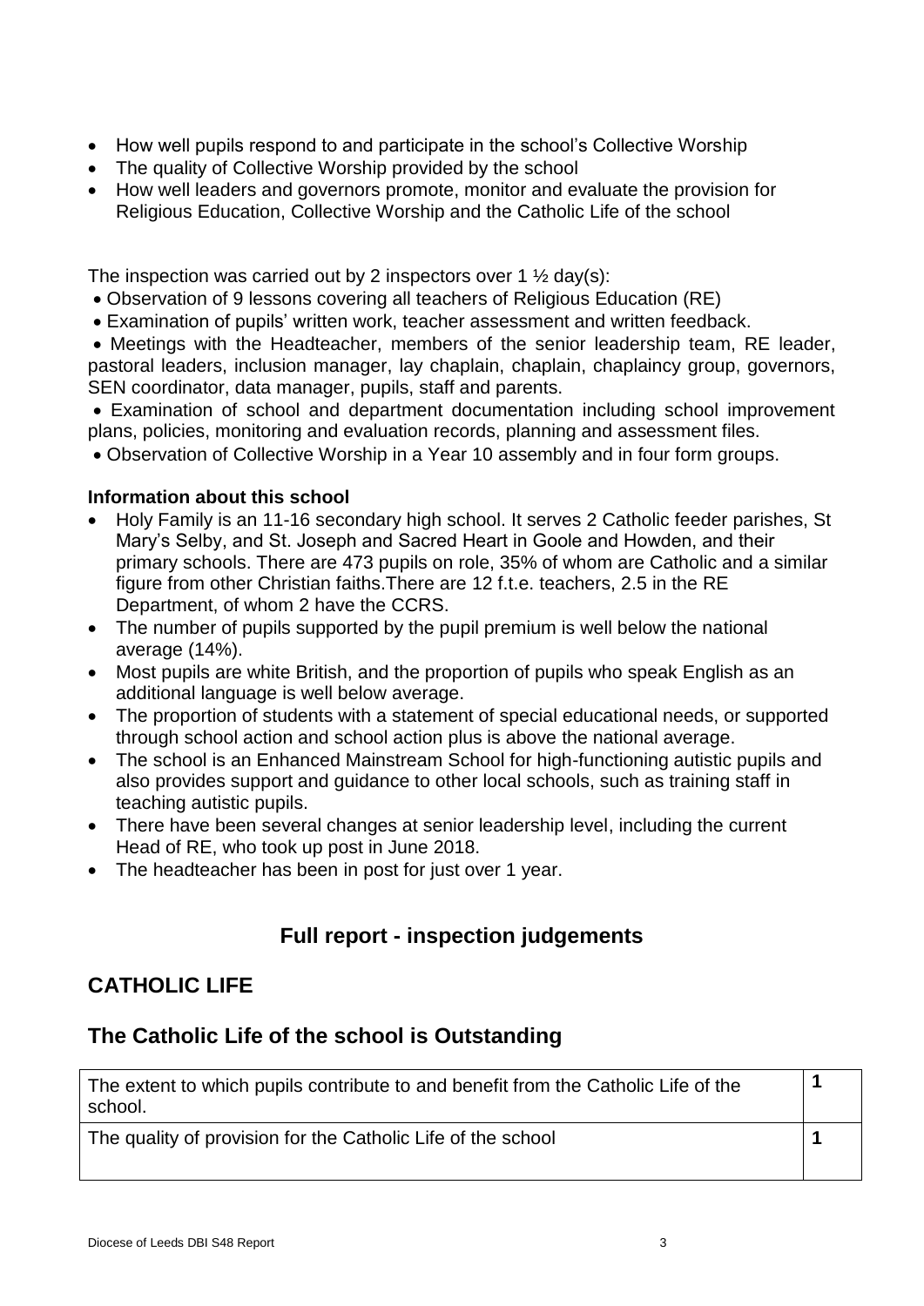- How well pupils respond to and participate in the school's Collective Worship
- The quality of Collective Worship provided by the school
- How well leaders and governors promote, monitor and evaluate the provision for Religious Education, Collective Worship and the Catholic Life of the school

The inspection was carried out by 2 inspectors over 1 ½ day(s):

- Observation of 9 lessons covering all teachers of Religious Education (RE)
- Examination of pupils' written work, teacher assessment and written feedback.
- Meetings with the Headteacher, members of the senior leadership team, RE leader, pastoral leaders, inclusion manager, lay chaplain, chaplain, chaplaincy group, governors, SEN coordinator, data manager, pupils, staff and parents.
- Examination of school and department documentation including school improvement plans, policies, monitoring and evaluation records, planning and assessment files.
- Observation of Collective Worship in a Year 10 assembly and in four form groups.

**Information about this school**

- Holy Family is an 11-16 secondary high school. It serves 2 Catholic feeder parishes, St Mary's Selby, and St. Joseph and Sacred Heart in Goole and Howden, and their primary schools. There are 473 pupils on role, 35% of whom are Catholic and a similar figure from other Christian faiths.There are 12 f.t.e. teachers, 2.5 in the RE Department, of whom 2 have the CCRS.
- The number of pupils supported by the pupil premium is well below the national average (14%).
- Most pupils are white British, and the proportion of pupils who speak English as an additional language is well below average.
- The proportion of students with a statement of special educational needs, or supported through school action and school action plus is above the national average.
- The school is an Enhanced Mainstream School for high-functioning autistic pupils and also provides support and guidance to other local schools, such as training staff in teaching autistic pupils.
- There have been several changes at senior leadership level, including the current Head of RE, who took up post in June 2018.
- The headteacher has been in post for just over 1 year.

## Full report - inspection judgements

## CATHOLIC LIFE

## The Catholic Life of the school is Outstanding

| | |
|---|---|
| The extent to which pupils contribute to and benefit from the Catholic Life of the school. | **1** |
| The quality of provision for the Catholic Life of the school | **1** |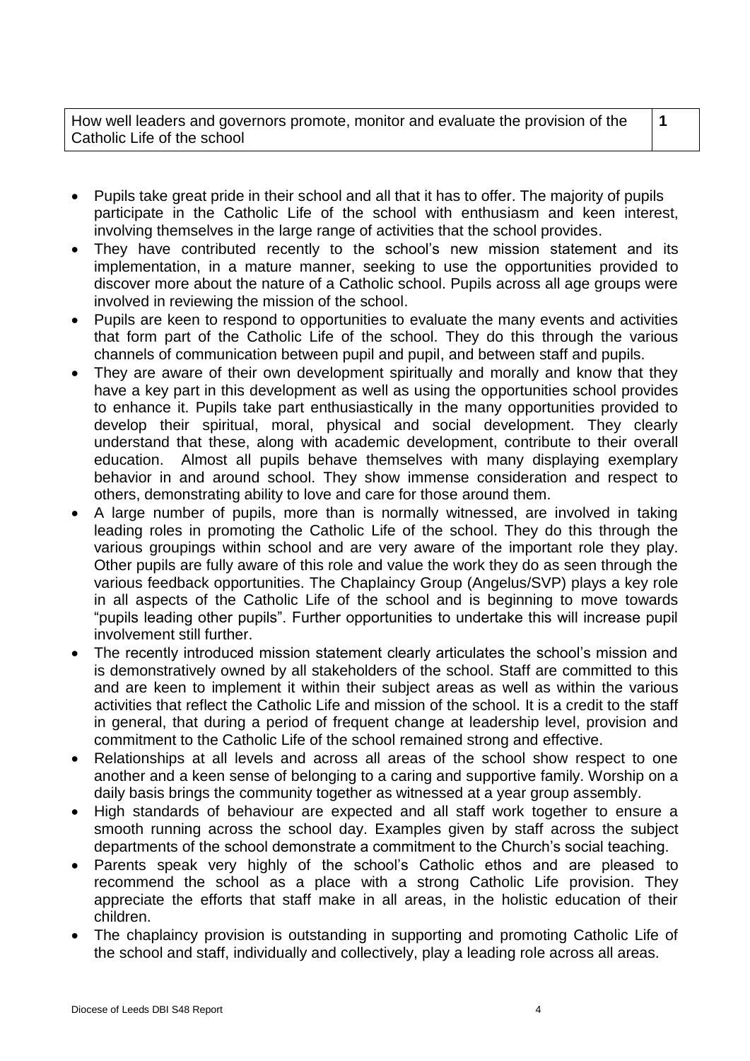| How well leaders and governors promote, monitor and evaluate the provision of the Catholic Life of the school | 1 |
|---|---|

- Pupils take great pride in their school and all that it has to offer. The majority of pupils participate in the Catholic Life of the school with enthusiasm and keen interest, involving themselves in the large range of activities that the school provides.
- They have contributed recently to the school's new mission statement and its implementation, in a mature manner, seeking to use the opportunities provided to discover more about the nature of a Catholic school. Pupils across all age groups were involved in reviewing the mission of the school.
- Pupils are keen to respond to opportunities to evaluate the many events and activities that form part of the Catholic Life of the school. They do this through the various channels of communication between pupil and pupil, and between staff and pupils.
- They are aware of their own development spiritually and morally and know that they have a key part in this development as well as using the opportunities school provides to enhance it. Pupils take part enthusiastically in the many opportunities provided to develop their spiritual, moral, physical and social development. They clearly understand that these, along with academic development, contribute to their overall education. Almost all pupils behave themselves with many displaying exemplary behavior in and around school. They show immense consideration and respect to others, demonstrating ability to love and care for those around them.
- A large number of pupils, more than is normally witnessed, are involved in taking leading roles in promoting the Catholic Life of the school. They do this through the various groupings within school and are very aware of the important role they play. Other pupils are fully aware of this role and value the work they do as seen through the various feedback opportunities. The Chaplaincy Group (Angelus/SVP) plays a key role in all aspects of the Catholic Life of the school and is beginning to move towards "pupils leading other pupils". Further opportunities to undertake this will increase pupil involvement still further.
- The recently introduced mission statement clearly articulates the school's mission and is demonstratively owned by all stakeholders of the school. Staff are committed to this and are keen to implement it within their subject areas as well as within the various activities that reflect the Catholic Life and mission of the school. It is a credit to the staff in general, that during a period of frequent change at leadership level, provision and commitment to the Catholic Life of the school remained strong and effective.
- Relationships at all levels and across all areas of the school show respect to one another and a keen sense of belonging to a caring and supportive family. Worship on a daily basis brings the community together as witnessed at a year group assembly.
- High standards of behaviour are expected and all staff work together to ensure a smooth running across the school day. Examples given by staff across the subject departments of the school demonstrate a commitment to the Church's social teaching.
- Parents speak very highly of the school's Catholic ethos and are pleased to recommend the school as a place with a strong Catholic Life provision. They appreciate the efforts that staff make in all areas, in the holistic education of their children.
- The chaplaincy provision is outstanding in supporting and promoting Catholic Life of the school and staff, individually and collectively, play a leading role across all areas.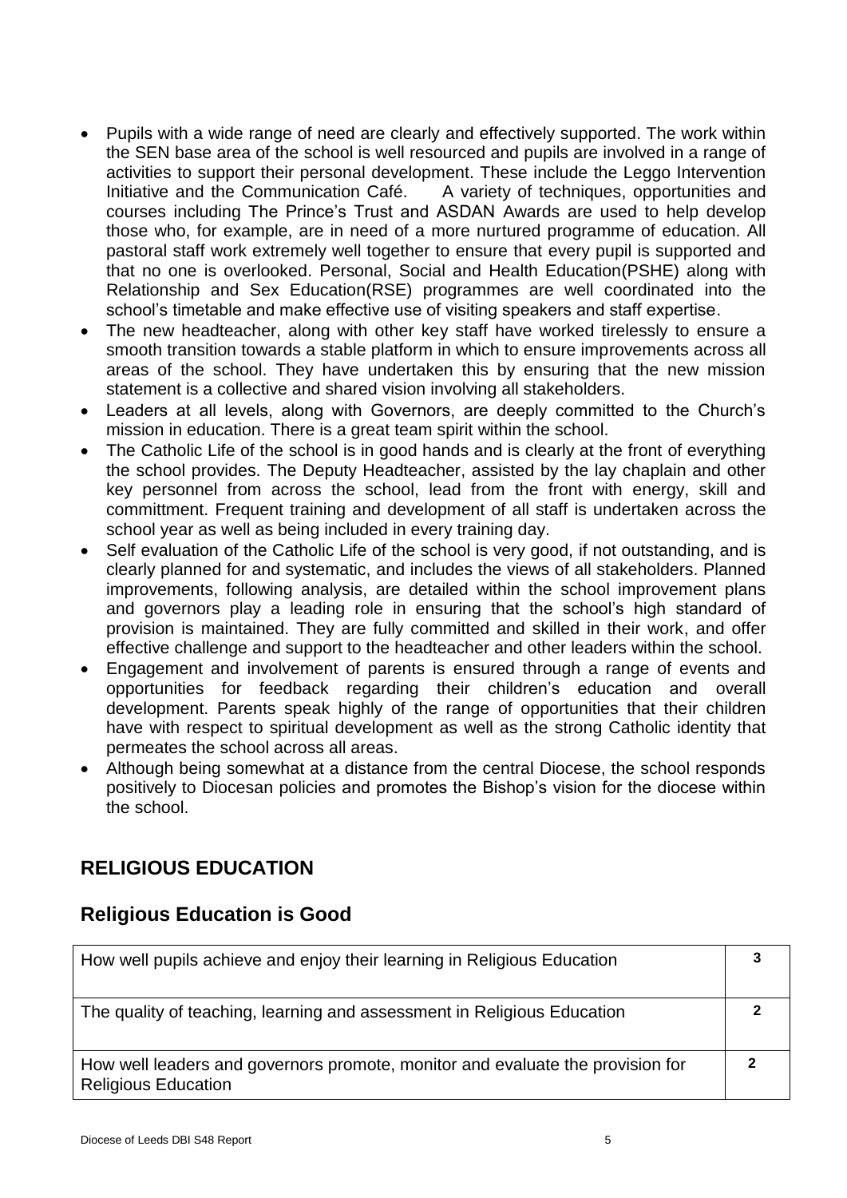- Pupils with a wide range of need are clearly and effectively supported. The work within the SEN base area of the school is well resourced and pupils are involved in a range of activities to support their personal development. These include the Leggo Intervention Initiative and the Communication Café. A variety of techniques, opportunities and courses including The Prince's Trust and ASDAN Awards are used to help develop those who, for example, are in need of a more nurtured programme of education. All pastoral staff work extremely well together to ensure that every pupil is supported and that no one is overlooked. Personal, Social and Health Education(PSHE) along with Relationship and Sex Education(RSE) programmes are well coordinated into the school's timetable and make effective use of visiting speakers and staff expertise.
- The new headteacher, along with other key staff have worked tirelessly to ensure a smooth transition towards a stable platform in which to ensure improvements across all areas of the school. They have undertaken this by ensuring that the new mission statement is a collective and shared vision involving all stakeholders.
- Leaders at all levels, along with Governors, are deeply committed to the Church's mission in education. There is a great team spirit within the school.
- The Catholic Life of the school is in good hands and is clearly at the front of everything the school provides. The Deputy Headteacher, assisted by the lay chaplain and other key personnel from across the school, lead from the front with energy, skill and committment. Frequent training and development of all staff is undertaken across the school year as well as being included in every training day.
- Self evaluation of the Catholic Life of the school is very good, if not outstanding, and is clearly planned for and systematic, and includes the views of all stakeholders. Planned improvements, following analysis, are detailed within the school improvement plans and governors play a leading role in ensuring that the school's high standard of provision is maintained. They are fully committed and skilled in their work, and offer effective challenge and support to the headteacher and other leaders within the school.
- Engagement and involvement of parents is ensured through a range of events and opportunities for feedback regarding their children's education and overall development. Parents speak highly of the range of opportunities that their children have with respect to spiritual development as well as the strong Catholic identity that permeates the school across all areas.
- Although being somewhat at a distance from the central Diocese, the school responds positively to Diocesan policies and promotes the Bishop's vision for the diocese within the school.

## RELIGIOUS EDUCATION

## Religious Education is Good

| | |
|---|---|
| How well pupils achieve and enjoy their learning in Religious Education | **3** |
| The quality of teaching, learning and assessment in Religious Education | **2** |
| How well leaders and governors promote, monitor and evaluate the provision for Religious Education | **2** |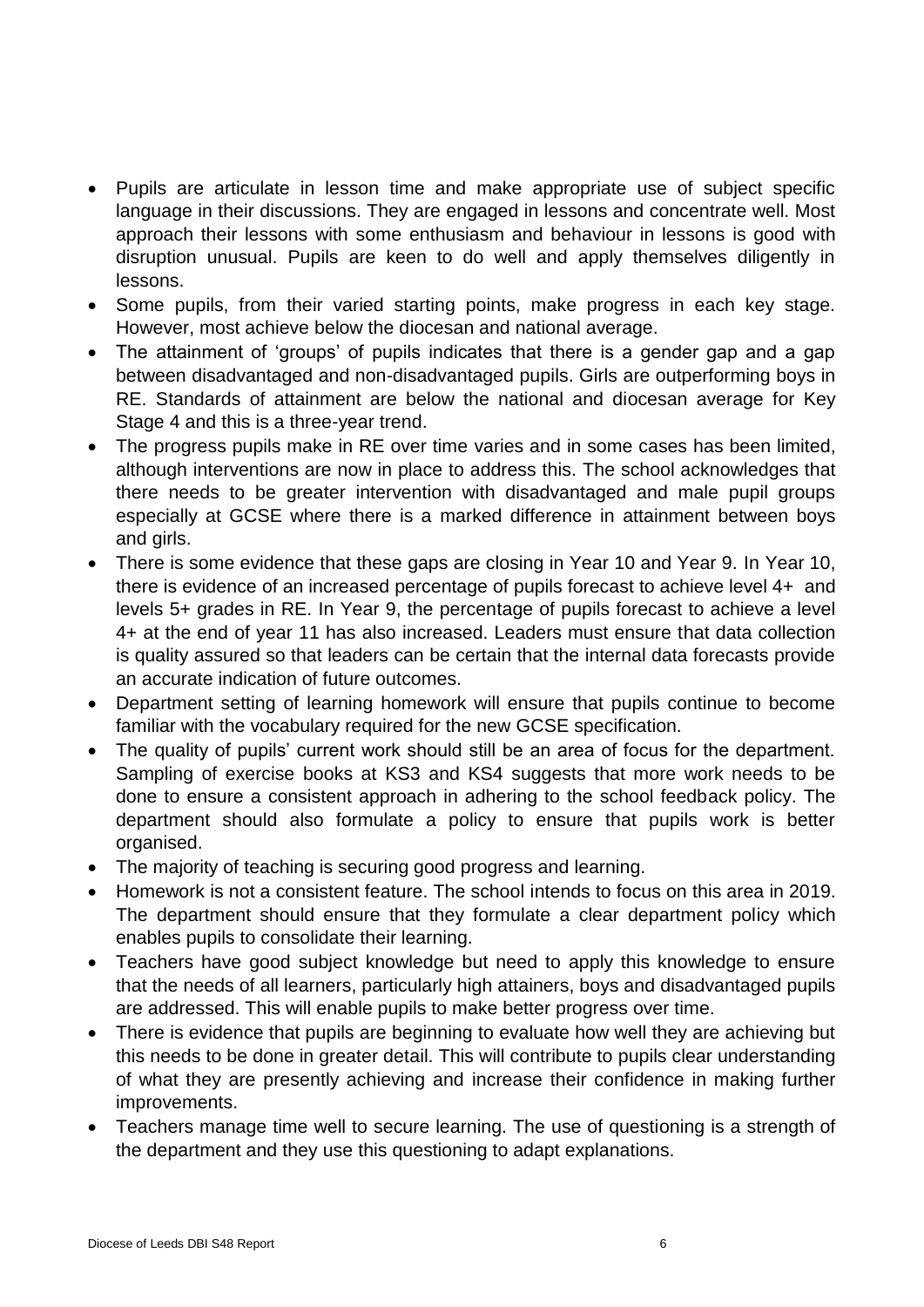- Pupils are articulate in lesson time and make appropriate use of subject specific language in their discussions. They are engaged in lessons and concentrate well. Most approach their lessons with some enthusiasm and behaviour in lessons is good with disruption unusual. Pupils are keen to do well and apply themselves diligently in lessons.
- Some pupils, from their varied starting points, make progress in each key stage. However, most achieve below the diocesan and national average.
- The attainment of 'groups' of pupils indicates that there is a gender gap and a gap between disadvantaged and non-disadvantaged pupils. Girls are outperforming boys in RE. Standards of attainment are below the national and diocesan average for Key Stage 4 and this is a three-year trend.
- The progress pupils make in RE over time varies and in some cases has been limited, although interventions are now in place to address this. The school acknowledges that there needs to be greater intervention with disadvantaged and male pupil groups especially at GCSE where there is a marked difference in attainment between boys and girls.
- There is some evidence that these gaps are closing in Year 10 and Year 9. In Year 10, there is evidence of an increased percentage of pupils forecast to achieve level 4+ and levels 5+ grades in RE. In Year 9, the percentage of pupils forecast to achieve a level 4+ at the end of year 11 has also increased. Leaders must ensure that data collection is quality assured so that leaders can be certain that the internal data forecasts provide an accurate indication of future outcomes.
- Department setting of learning homework will ensure that pupils continue to become familiar with the vocabulary required for the new GCSE specification.
- The quality of pupils' current work should still be an area of focus for the department. Sampling of exercise books at KS3 and KS4 suggests that more work needs to be done to ensure a consistent approach in adhering to the school feedback policy. The department should also formulate a policy to ensure that pupils work is better organised.
- The majority of teaching is securing good progress and learning.
- Homework is not a consistent feature. The school intends to focus on this area in 2019. The department should ensure that they formulate a clear department policy which enables pupils to consolidate their learning.
- Teachers have good subject knowledge but need to apply this knowledge to ensure that the needs of all learners, particularly high attainers, boys and disadvantaged pupils are addressed. This will enable pupils to make better progress over time.
- There is evidence that pupils are beginning to evaluate how well they are achieving but this needs to be done in greater detail. This will contribute to pupils clear understanding of what they are presently achieving and increase their confidence in making further improvements.
- Teachers manage time well to secure learning. The use of questioning is a strength of the department and they use this questioning to adapt explanations.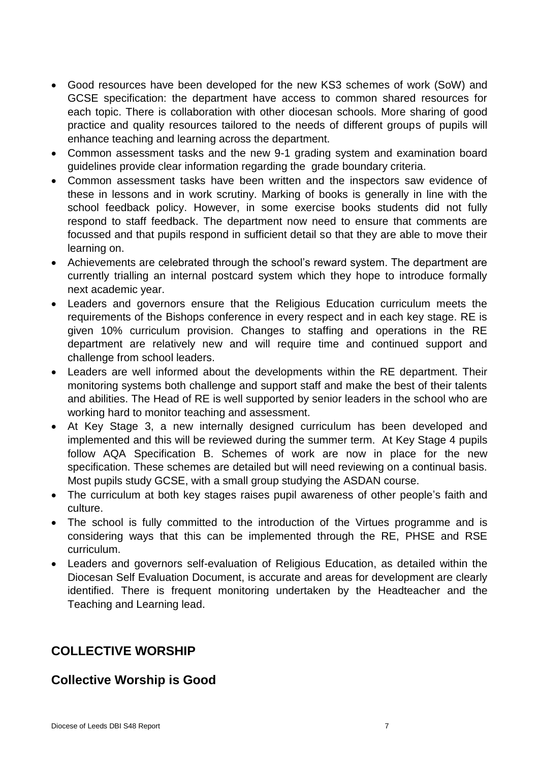- Good resources have been developed for the new KS3 schemes of work (SoW) and GCSE specification: the department have access to common shared resources for each topic. There is collaboration with other diocesan schools. More sharing of good practice and quality resources tailored to the needs of different groups of pupils will enhance teaching and learning across the department.
- Common assessment tasks and the new 9-1 grading system and examination board guidelines provide clear information regarding the grade boundary criteria.
- Common assessment tasks have been written and the inspectors saw evidence of these in lessons and in work scrutiny. Marking of books is generally in line with the school feedback policy. However, in some exercise books students did not fully respond to staff feedback. The department now need to ensure that comments are focussed and that pupils respond in sufficient detail so that they are able to move their learning on.
- Achievements are celebrated through the school's reward system. The department are currently trialling an internal postcard system which they hope to introduce formally next academic year.
- Leaders and governors ensure that the Religious Education curriculum meets the requirements of the Bishops conference in every respect and in each key stage. RE is given 10% curriculum provision. Changes to staffing and operations in the RE department are relatively new and will require time and continued support and challenge from school leaders.
- Leaders are well informed about the developments within the RE department. Their monitoring systems both challenge and support staff and make the best of their talents and abilities. The Head of RE is well supported by senior leaders in the school who are working hard to monitor teaching and assessment.
- At Key Stage 3, a new internally designed curriculum has been developed and implemented and this will be reviewed during the summer term. At Key Stage 4 pupils follow AQA Specification B. Schemes of work are now in place for the new specification. These schemes are detailed but will need reviewing on a continual basis. Most pupils study GCSE, with a small group studying the ASDAN course.
- The curriculum at both key stages raises pupil awareness of other people's faith and culture.
- The school is fully committed to the introduction of the Virtues programme and is considering ways that this can be implemented through the RE, PHSE and RSE curriculum.
- Leaders and governors self-evaluation of Religious Education, as detailed within the Diocesan Self Evaluation Document, is accurate and areas for development are clearly identified. There is frequent monitoring undertaken by the Headteacher and the Teaching and Learning lead.

## COLLECTIVE WORSHIP

## Collective Worship is Good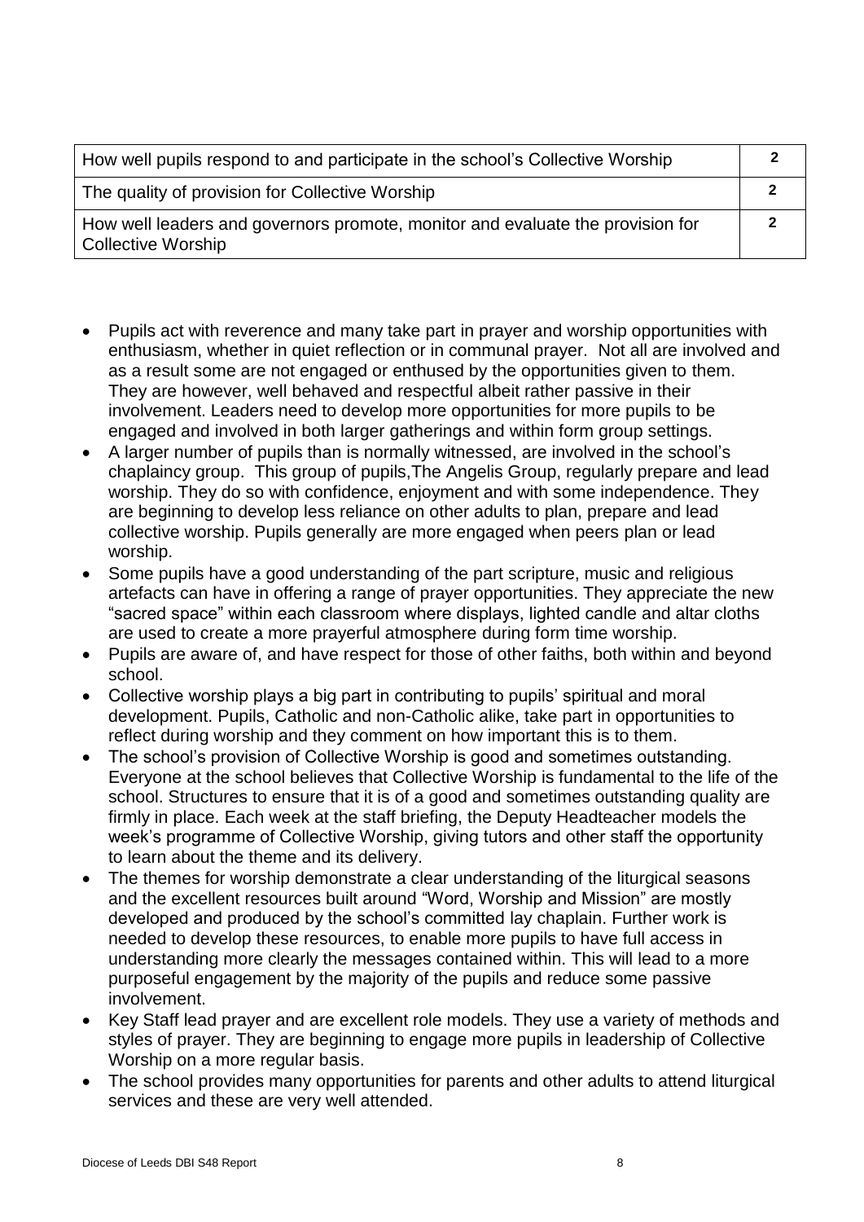| How well pupils respond to and participate in the school's Collective Worship | 2 |
| --- | --- |
| The quality of provision for Collective Worship | 2 |
| How well leaders and governors promote, monitor and evaluate the provision for Collective Worship | 2 |

- Pupils act with reverence and many take part in prayer and worship opportunities with enthusiasm, whether in quiet reflection or in communal prayer. Not all are involved and as a result some are not engaged or enthused by the opportunities given to them. They are however, well behaved and respectful albeit rather passive in their involvement. Leaders need to develop more opportunities for more pupils to be engaged and involved in both larger gatherings and within form group settings.
- A larger number of pupils than is normally witnessed, are involved in the school's chaplaincy group. This group of pupils,The Angelis Group, regularly prepare and lead worship. They do so with confidence, enjoyment and with some independence. They are beginning to develop less reliance on other adults to plan, prepare and lead collective worship. Pupils generally are more engaged when peers plan or lead worship.
- Some pupils have a good understanding of the part scripture, music and religious artefacts can have in offering a range of prayer opportunities. They appreciate the new "sacred space" within each classroom where displays, lighted candle and altar cloths are used to create a more prayerful atmosphere during form time worship.
- Pupils are aware of, and have respect for those of other faiths, both within and beyond school.
- Collective worship plays a big part in contributing to pupils' spiritual and moral development. Pupils, Catholic and non-Catholic alike, take part in opportunities to reflect during worship and they comment on how important this is to them.
- The school's provision of Collective Worship is good and sometimes outstanding. Everyone at the school believes that Collective Worship is fundamental to the life of the school. Structures to ensure that it is of a good and sometimes outstanding quality are firmly in place. Each week at the staff briefing, the Deputy Headteacher models the week's programme of Collective Worship, giving tutors and other staff the opportunity to learn about the theme and its delivery.
- The themes for worship demonstrate a clear understanding of the liturgical seasons and the excellent resources built around "Word, Worship and Mission" are mostly developed and produced by the school's committed lay chaplain. Further work is needed to develop these resources, to enable more pupils to have full access in understanding more clearly the messages contained within. This will lead to a more purposeful engagement by the majority of the pupils and reduce some passive involvement.
- Key Staff lead prayer and are excellent role models. They use a variety of methods and styles of prayer. They are beginning to engage more pupils in leadership of Collective Worship on a more regular basis.
- The school provides many opportunities for parents and other adults to attend liturgical services and these are very well attended.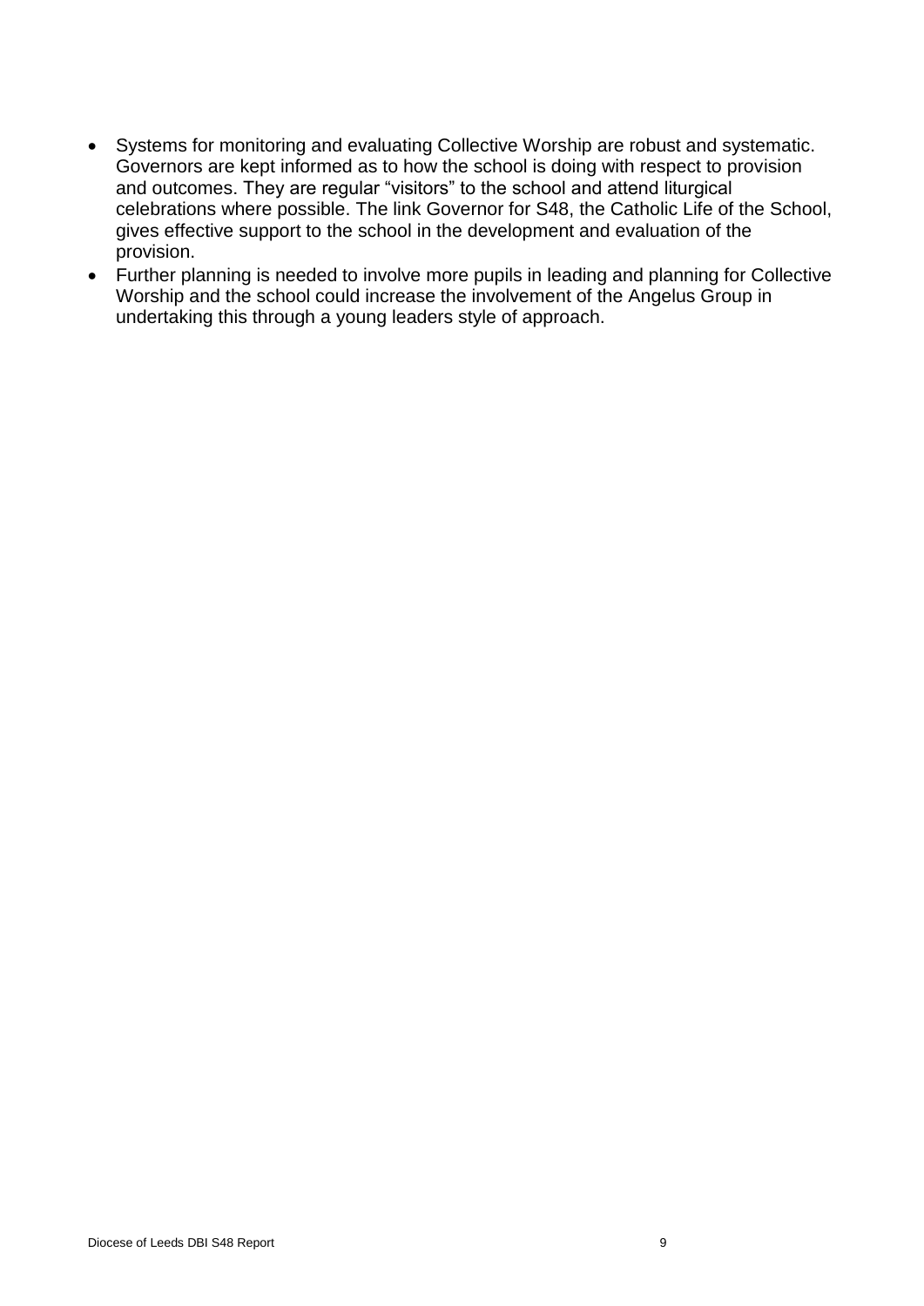- Systems for monitoring and evaluating Collective Worship are robust and systematic. Governors are kept informed as to how the school is doing with respect to provision and outcomes. They are regular "visitors" to the school and attend liturgical celebrations where possible. The link Governor for S48, the Catholic Life of the School, gives effective support to the school in the development and evaluation of the provision.
- Further planning is needed to involve more pupils in leading and planning for Collective Worship and the school could increase the involvement of the Angelus Group in undertaking this through a young leaders style of approach.